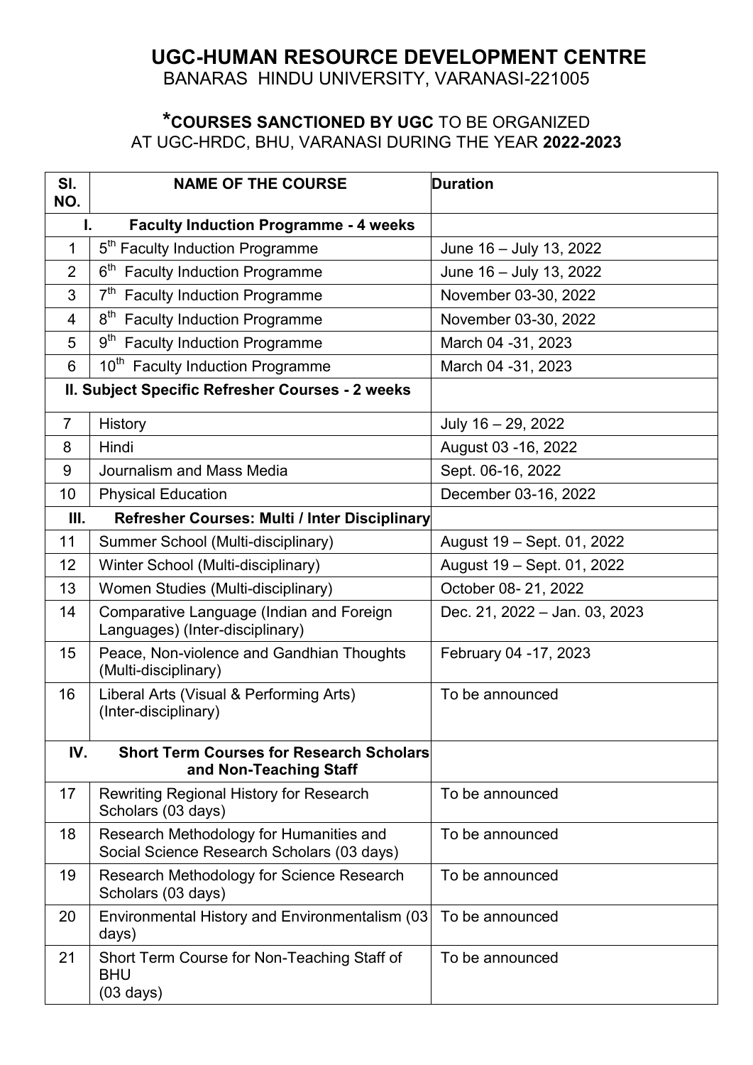# UGC-HUMAN RESOURCE DEVELOPMENT CENTRE

BANARAS HINDU UNIVERSITY, VARANASI-221005

## ***COURSES SANCTIONED BY UGC** TO BE ORGANIZED AT UGC-HRDC, BHU, VARANASI DURING THE YEAR **2022-2023**

| SI. NO. | NAME OF THE COURSE | Duration |
|---|---|---|
| **I.** | **Faculty Induction Programme - 4 weeks** | |
| 1 | 5th Faculty Induction Programme | June 16 – July 13, 2022 |
| 2 | 6th Faculty Induction Programme | June 16 – July 13, 2022 |
| 3 | 7th Faculty Induction Programme | November 03-30, 2022 |
| 4 | 8th Faculty Induction Programme | November 03-30, 2022 |
| 5 | 9th Faculty Induction Programme | March 04 -31, 2023 |
| 6 | 10th Faculty Induction Programme | March 04 -31, 2023 |
| **II.** | **Subject Specific Refresher Courses - 2 weeks** | |
| 7 | History | July 16 – 29, 2022 |
| 8 | Hindi | August 03 -16, 2022 |
| 9 | Journalism and Mass Media | Sept. 06-16, 2022 |
| 10 | Physical Education | December 03-16, 2022 |
| **III.** | **Refresher Courses: Multi / Inter Disciplinary** | |
| 11 | Summer School (Multi-disciplinary) | August 19 – Sept. 01, 2022 |
| 12 | Winter School (Multi-disciplinary) | August 19 – Sept. 01, 2022 |
| 13 | Women Studies (Multi-disciplinary) | October 08- 21, 2022 |
| 14 | Comparative Language (Indian and Foreign Languages) (Inter-disciplinary) | Dec. 21, 2022 – Jan. 03, 2023 |
| 15 | Peace, Non-violence and Gandhian Thoughts (Multi-disciplinary) | February 04 -17, 2023 |
| 16 | Liberal Arts (Visual & Performing Arts) (Inter-disciplinary) | To be announced |
| **IV.** | **Short Term Courses for Research Scholars and Non-Teaching Staff** | |
| 17 | Rewriting Regional History for Research Scholars (03 days) | To be announced |
| 18 | Research Methodology for Humanities and Social Science Research Scholars (03 days) | To be announced |
| 19 | Research Methodology for Science Research Scholars (03 days) | To be announced |
| 20 | Environmental History and Environmentalism (03 days) | To be announced |
| 21 | Short Term Course for Non-Teaching Staff of BHU (03 days) | To be announced |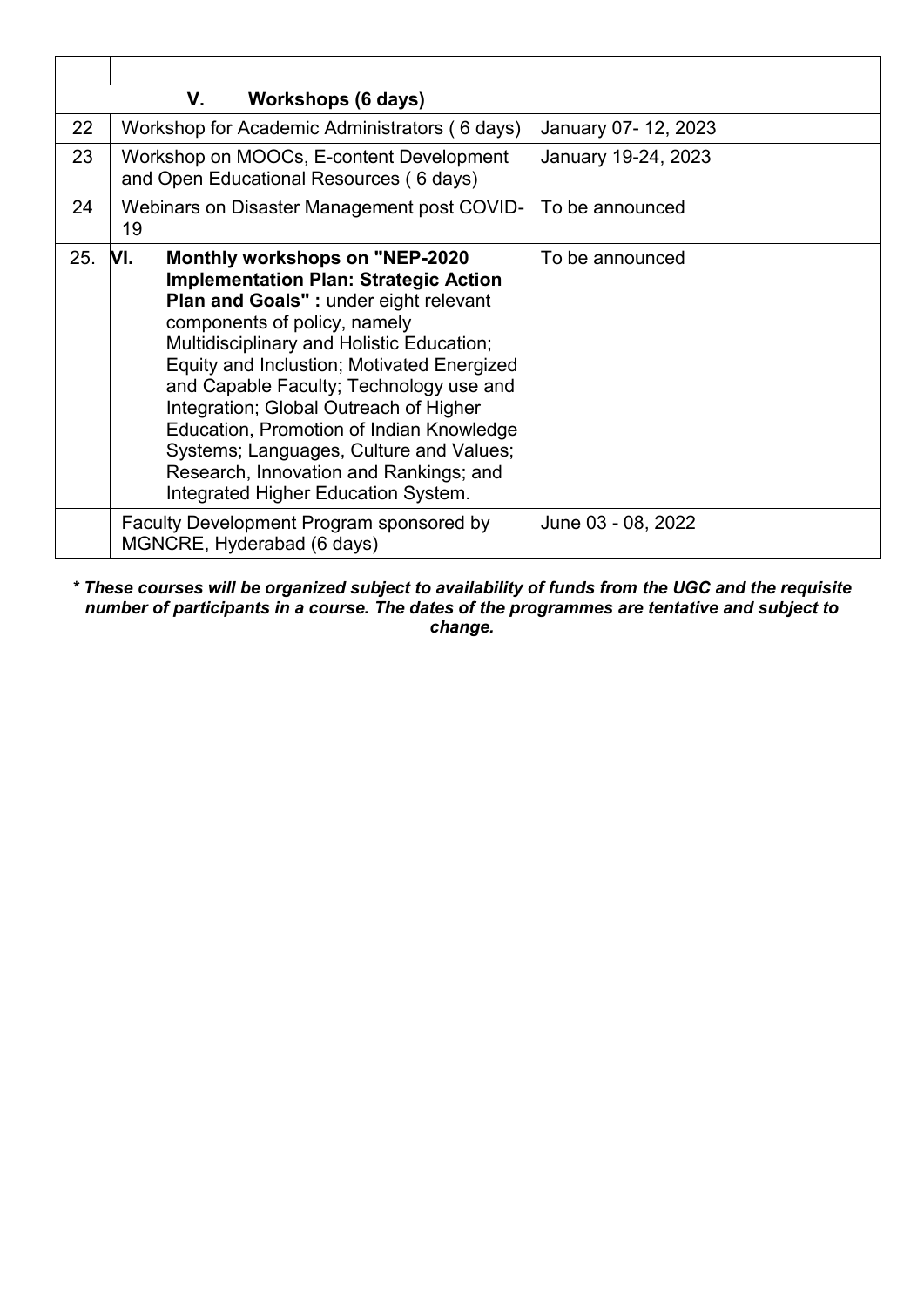| | | |
|---|---|---|
| | | |
| | **V. Workshops (6 days)** | |
| 22 | Workshop for Academic Administrators ( 6 days) | January 07- 12, 2023 |
| 23 | Workshop on MOOCs, E-content Development and Open Educational Resources ( 6 days) | January 19-24, 2023 |
| 24 | Webinars on Disaster Management post COVID-19 | To be announced |
| 25. | **VI. Monthly workshops on "NEP-2020 Implementation Plan: Strategic Action Plan and Goals" :** under eight relevant components of policy, namely Multidisciplinary and Holistic Education; Equity and Inclustion; Motivated Energized and Capable Faculty; Technology use and Integration; Global Outreach of Higher Education, Promotion of Indian Knowledge Systems; Languages, Culture and Values; Research, Innovation and Rankings; and Integrated Higher Education System. | To be announced |
| | Faculty Development Program sponsored by MGNCRE, Hyderabad (6 days) | June 03 - 08, 2022 |

***\* These courses will be organized subject to availability of funds from the UGC and the requisite number of participants in a course. The dates of the programmes are tentative and subject to change.***